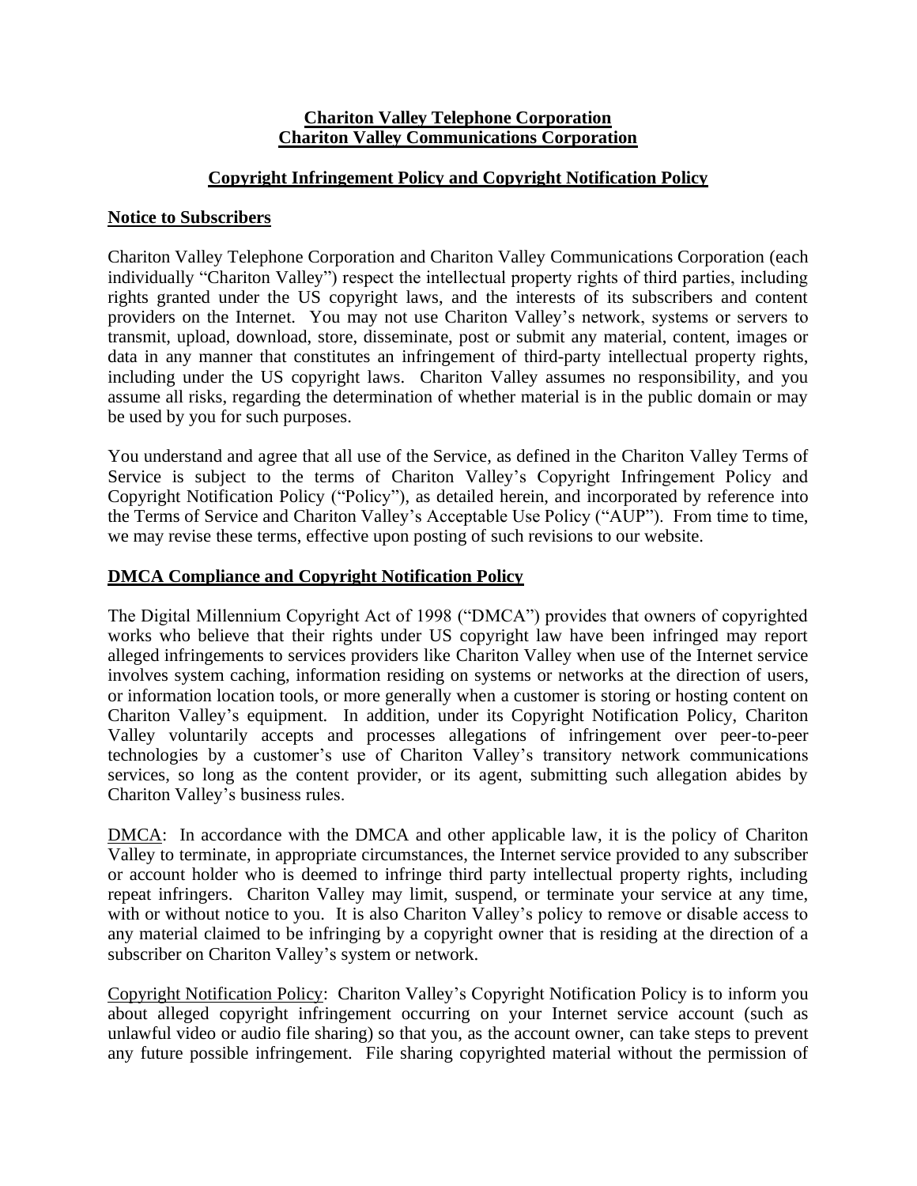# **Chariton Valley Telephone Corporation**
# **Chariton Valley Communications Corporation**

## **Copyright Infringement Policy and Copyright Notification Policy**

### **Notice to Subscribers**

Chariton Valley Telephone Corporation and Chariton Valley Communications Corporation (each individually "Chariton Valley") respect the intellectual property rights of third parties, including rights granted under the US copyright laws, and the interests of its subscribers and content providers on the Internet. You may not use Chariton Valley's network, systems or servers to transmit, upload, download, store, disseminate, post or submit any material, content, images or data in any manner that constitutes an infringement of third-party intellectual property rights, including under the US copyright laws. Chariton Valley assumes no responsibility, and you assume all risks, regarding the determination of whether material is in the public domain or may be used by you for such purposes.

You understand and agree that all use of the Service, as defined in the Chariton Valley Terms of Service is subject to the terms of Chariton Valley's Copyright Infringement Policy and Copyright Notification Policy ("Policy"), as detailed herein, and incorporated by reference into the Terms of Service and Chariton Valley's Acceptable Use Policy ("AUP"). From time to time, we may revise these terms, effective upon posting of such revisions to our website.

### **DMCA Compliance and Copyright Notification Policy**

The Digital Millennium Copyright Act of 1998 ("DMCA") provides that owners of copyrighted works who believe that their rights under US copyright law have been infringed may report alleged infringements to services providers like Chariton Valley when use of the Internet service involves system caching, information residing on systems or networks at the direction of users, or information location tools, or more generally when a customer is storing or hosting content on Chariton Valley's equipment. In addition, under its Copyright Notification Policy, Chariton Valley voluntarily accepts and processes allegations of infringement over peer-to-peer technologies by a customer's use of Chariton Valley's transitory network communications services, so long as the content provider, or its agent, submitting such allegation abides by Chariton Valley's business rules.

DMCA: In accordance with the DMCA and other applicable law, it is the policy of Chariton Valley to terminate, in appropriate circumstances, the Internet service provided to any subscriber or account holder who is deemed to infringe third party intellectual property rights, including repeat infringers. Chariton Valley may limit, suspend, or terminate your service at any time, with or without notice to you. It is also Chariton Valley's policy to remove or disable access to any material claimed to be infringing by a copyright owner that is residing at the direction of a subscriber on Chariton Valley's system or network.

Copyright Notification Policy: Chariton Valley's Copyright Notification Policy is to inform you about alleged copyright infringement occurring on your Internet service account (such as unlawful video or audio file sharing) so that you, as the account owner, can take steps to prevent any future possible infringement. File sharing copyrighted material without the permission of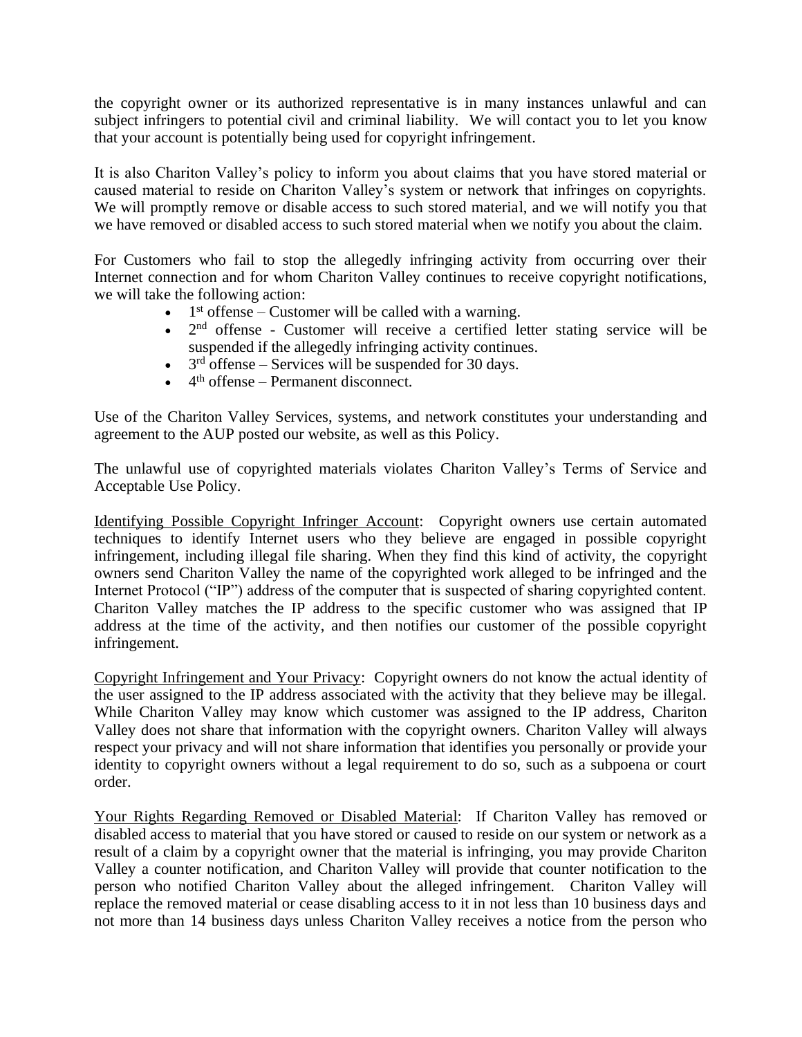the copyright owner or its authorized representative is in many instances unlawful and can subject infringers to potential civil and criminal liability. We will contact you to let you know that your account is potentially being used for copyright infringement.

It is also Chariton Valley's policy to inform you about claims that you have stored material or caused material to reside on Chariton Valley's system or network that infringes on copyrights. We will promptly remove or disable access to such stored material, and we will notify you that we have removed or disabled access to such stored material when we notify you about the claim.

For Customers who fail to stop the allegedly infringing activity from occurring over their Internet connection and for whom Chariton Valley continues to receive copyright notifications, we will take the following action:

- 1st offense – Customer will be called with a warning.
- 2nd offense - Customer will receive a certified letter stating service will be suspended if the allegedly infringing activity continues.
- 3rd offense – Services will be suspended for 30 days.
- 4th offense – Permanent disconnect.

Use of the Chariton Valley Services, systems, and network constitutes your understanding and agreement to the AUP posted our website, as well as this Policy.

The unlawful use of copyrighted materials violates Chariton Valley's Terms of Service and Acceptable Use Policy.

Identifying Possible Copyright Infringer Account: Copyright owners use certain automated techniques to identify Internet users who they believe are engaged in possible copyright infringement, including illegal file sharing. When they find this kind of activity, the copyright owners send Chariton Valley the name of the copyrighted work alleged to be infringed and the Internet Protocol ("IP") address of the computer that is suspected of sharing copyrighted content. Chariton Valley matches the IP address to the specific customer who was assigned that IP address at the time of the activity, and then notifies our customer of the possible copyright infringement.

Copyright Infringement and Your Privacy: Copyright owners do not know the actual identity of the user assigned to the IP address associated with the activity that they believe may be illegal. While Chariton Valley may know which customer was assigned to the IP address, Chariton Valley does not share that information with the copyright owners. Chariton Valley will always respect your privacy and will not share information that identifies you personally or provide your identity to copyright owners without a legal requirement to do so, such as a subpoena or court order.

Your Rights Regarding Removed or Disabled Material: If Chariton Valley has removed or disabled access to material that you have stored or caused to reside on our system or network as a result of a claim by a copyright owner that the material is infringing, you may provide Chariton Valley a counter notification, and Chariton Valley will provide that counter notification to the person who notified Chariton Valley about the alleged infringement. Chariton Valley will replace the removed material or cease disabling access to it in not less than 10 business days and not more than 14 business days unless Chariton Valley receives a notice from the person who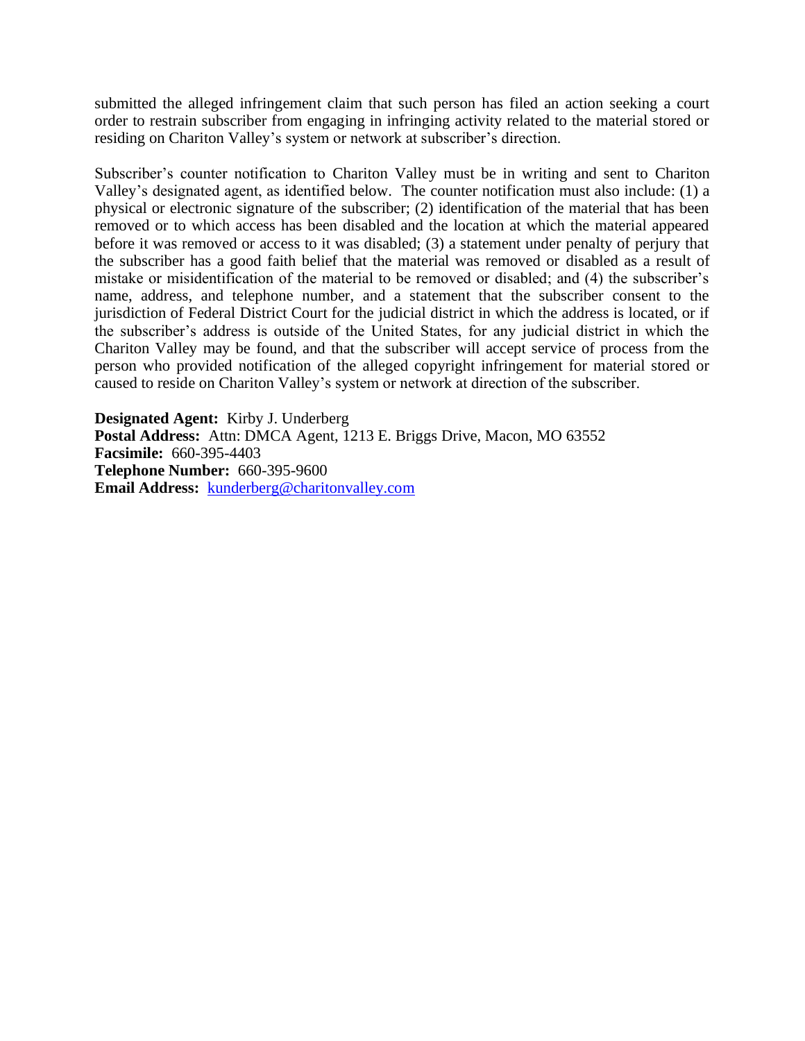submitted the alleged infringement claim that such person has filed an action seeking a court order to restrain subscriber from engaging in infringing activity related to the material stored or residing on Chariton Valley's system or network at subscriber's direction.

Subscriber's counter notification to Chariton Valley must be in writing and sent to Chariton Valley's designated agent, as identified below. The counter notification must also include: (1) a physical or electronic signature of the subscriber; (2) identification of the material that has been removed or to which access has been disabled and the location at which the material appeared before it was removed or access to it was disabled; (3) a statement under penalty of perjury that the subscriber has a good faith belief that the material was removed or disabled as a result of mistake or misidentification of the material to be removed or disabled; and (4) the subscriber's name, address, and telephone number, and a statement that the subscriber consent to the jurisdiction of Federal District Court for the judicial district in which the address is located, or if the subscriber's address is outside of the United States, for any judicial district in which the Chariton Valley may be found, and that the subscriber will accept service of process from the person who provided notification of the alleged copyright infringement for material stored or caused to reside on Chariton Valley's system or network at direction of the subscriber.

**Designated Agent:** Kirby J. Underberg
**Postal Address:** Attn: DMCA Agent, 1213 E. Briggs Drive, Macon, MO 63552
**Facsimile:** 660-395-4403
**Telephone Number:** 660-395-9600
**Email Address:** kunderberg@charitonvalley.com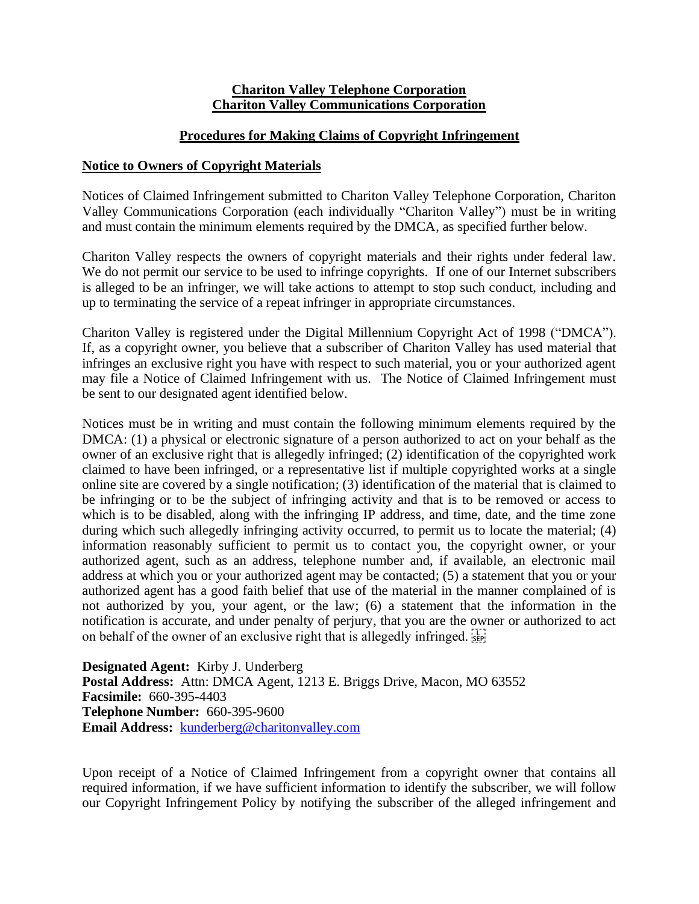**Chariton Valley Telephone Corporation**
**Chariton Valley Communications Corporation**

## Procedures for Making Claims of Copyright Infringement

### Notice to Owners of Copyright Materials

Notices of Claimed Infringement submitted to Chariton Valley Telephone Corporation, Chariton Valley Communications Corporation (each individually "Chariton Valley") must be in writing and must contain the minimum elements required by the DMCA, as specified further below.

Chariton Valley respects the owners of copyright materials and their rights under federal law. We do not permit our service to be used to infringe copyrights. If one of our Internet subscribers is alleged to be an infringer, we will take actions to attempt to stop such conduct, including and up to terminating the service of a repeat infringer in appropriate circumstances.

Chariton Valley is registered under the Digital Millennium Copyright Act of 1998 ("DMCA"). If, as a copyright owner, you believe that a subscriber of Chariton Valley has used material that infringes an exclusive right you have with respect to such material, you or your authorized agent may file a Notice of Claimed Infringement with us. The Notice of Claimed Infringement must be sent to our designated agent identified below.

Notices must be in writing and must contain the following minimum elements required by the DMCA: (1) a physical or electronic signature of a person authorized to act on your behalf as the owner of an exclusive right that is allegedly infringed; (2) identification of the copyrighted work claimed to have been infringed, or a representative list if multiple copyrighted works at a single online site are covered by a single notification; (3) identification of the material that is claimed to be infringing or to be the subject of infringing activity and that is to be removed or access to which is to be disabled, along with the infringing IP address, and time, date, and the time zone during which such allegedly infringing activity occurred, to permit us to locate the material; (4) information reasonably sufficient to permit us to contact you, the copyright owner, or your authorized agent, such as an address, telephone number and, if available, an electronic mail address at which you or your authorized agent may be contacted; (5) a statement that you or your authorized agent has a good faith belief that use of the material in the manner complained of is not authorized by you, your agent, or the law; (6) a statement that the information in the notification is accurate, and under penalty of perjury, that you are the owner or authorized to act on behalf of the owner of an exclusive right that is allegedly infringed.

**Designated Agent:** Kirby J. Underberg
**Postal Address:** Attn: DMCA Agent, 1213 E. Briggs Drive, Macon, MO 63552
**Facsimile:** 660-395-4403
**Telephone Number:** 660-395-9600
**Email Address:** kunderberg@charitonvalley.com

Upon receipt of a Notice of Claimed Infringement from a copyright owner that contains all required information, if we have sufficient information to identify the subscriber, we will follow our Copyright Infringement Policy by notifying the subscriber of the alleged infringement and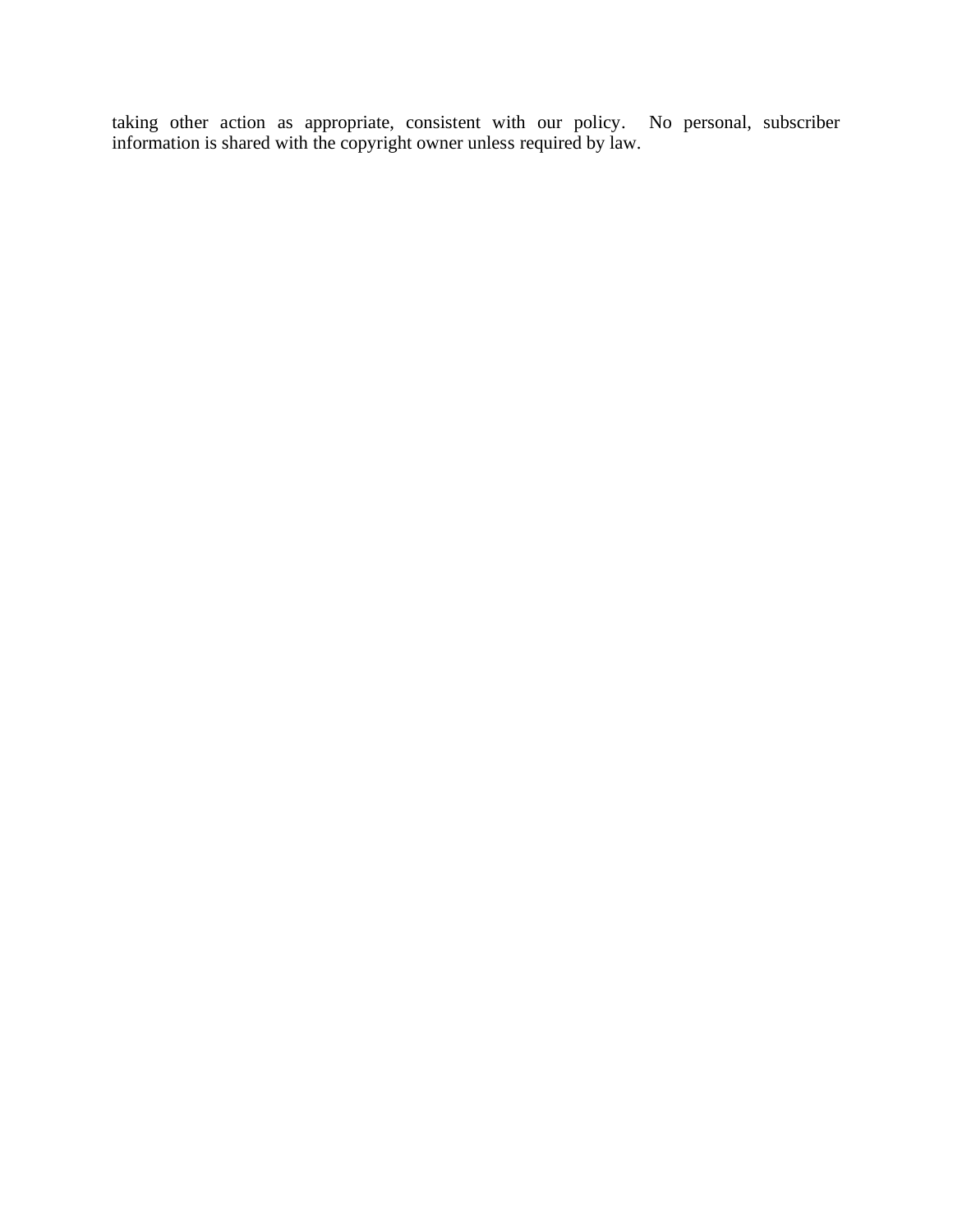taking other action as appropriate, consistent with our policy. No personal, subscriber information is shared with the copyright owner unless required by law.